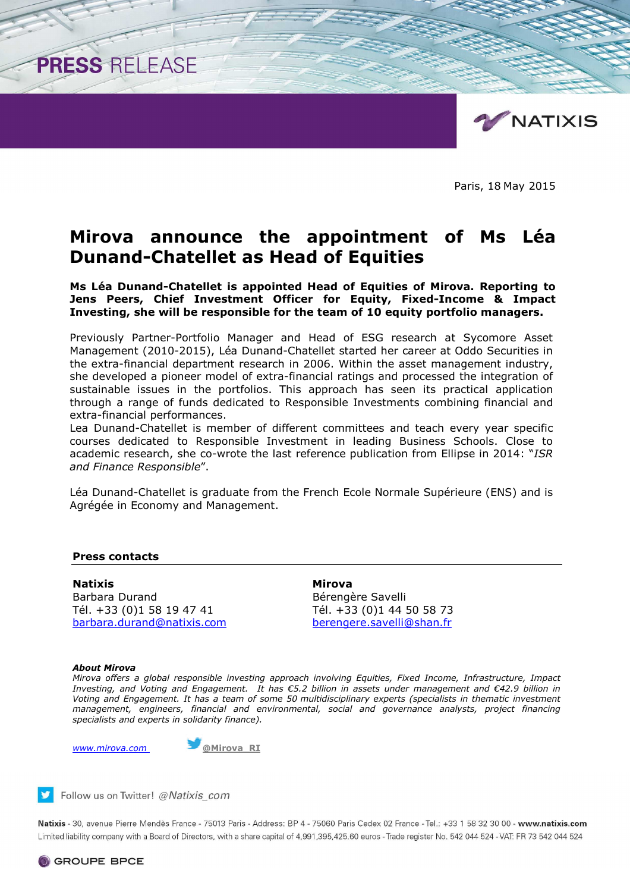PRESS RELEASE

Paris, 18 May 2015

# Mirova announce the appointment of Ms Léa Dunand-Chatellet as Head of Equities

**Ms Léa Dunand-Chatellet is appointed Head of Equities of Mirova. Reporting to Jens Peers, Chief Investment Officer for Equity, Fixed-Income & Impact Investing, she will be responsible for the team of 10 equity portfolio managers.**

Previously Partner-Portfolio Manager and Head of ESG research at Sycomore Asset Management (2010-2015), Léa Dunand-Chatellet started her career at Oddo Securities in the extra-financial department research in 2006. Within the asset management industry, she developed a pioneer model of extra-financial ratings and processed the integration of sustainable issues in the portfolios. This approach has seen its practical application through a range of funds dedicated to Responsible Investments combining financial and extra-financial performances.
Lea Dunand-Chatellet is member of different committees and teach every year specific courses dedicated to Responsible Investment in leading Business Schools. Close to academic research, she co-wrote the last reference publication from Ellipse in 2014: "*ISR and Finance Responsible*".

Léa Dunand-Chatellet is graduate from the French Ecole Normale Supérieure (ENS) and is Agrégée in Economy and Management.

### Press contacts

**Natixis**
Barbara Durand
Tél. +33 (0)1 58 19 47 41
barbara.durand@natixis.com

**Mirova**
Bérengère Savelli
Tél. +33 (0)1 44 50 58 73
berengere.savelli@shan.fr

***About Mirova***
*Mirova offers a global responsible investing approach involving Equities, Fixed Income, Infrastructure, Impact Investing, and Voting and Engagement. It has €5.2 billion in assets under management and €42.9 billion in Voting and Engagement. It has a team of some 50 multidisciplinary experts (specialists in thematic investment management, engineers, financial and environmental, social and governance analysts, project financing specialists and experts in solidarity finance).*

*www.mirova.com* @Mirova_RI

Follow us on Twitter! @*Natixis_com*

**Natixis** - 30, avenue Pierre Mendès France - 75013 Paris - Address: BP 4 - 75060 Paris Cedex 02 France - Tel.: +33 1 58 32 30 00 - **www.natixis.com**
Limited liability company with a Board of Directors, with a share capital of 4,991,395,425.60 euros - Trade register No. 542 044 524 - VAT: FR 73 542 044 524

GROUPE BPCE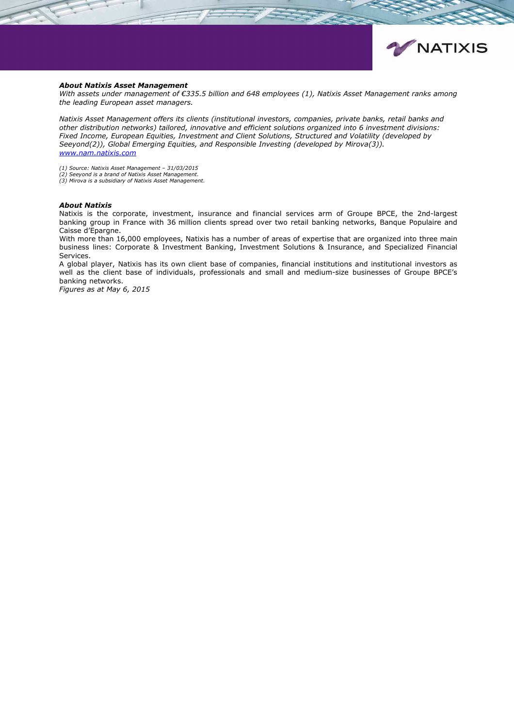***About Natixis Asset Management***

*With assets under management of €335.5 billion and 648 employees (1), Natixis Asset Management ranks among the leading European asset managers.*

*Natixis Asset Management offers its clients (institutional investors, companies, private banks, retail banks and other distribution networks) tailored, innovative and efficient solutions organized into 6 investment divisions: Fixed Income, European Equities, Investment and Client Solutions, Structured and Volatility (developed by Seeyond(2)), Global Emerging Equities, and Responsible Investing (developed by Mirova(3)).*
*www.nam.natixis.com*

*(1) Source: Natixis Asset Management – 31/03/2015*
*(2) Seeyond is a brand of Natixis Asset Management.*
*(3) Mirova is a subsidiary of Natixis Asset Management.*

***About Natixis***

Natixis is the corporate, investment, insurance and financial services arm of Groupe BPCE, the 2nd-largest banking group in France with 36 million clients spread over two retail banking networks, Banque Populaire and Caisse d'Epargne.

With more than 16,000 employees, Natixis has a number of areas of expertise that are organized into three main business lines: Corporate & Investment Banking, Investment Solutions & Insurance, and Specialized Financial Services.

A global player, Natixis has its own client base of companies, financial institutions and institutional investors as well as the client base of individuals, professionals and small and medium-size businesses of Groupe BPCE's banking networks.

*Figures as at May 6, 2015*